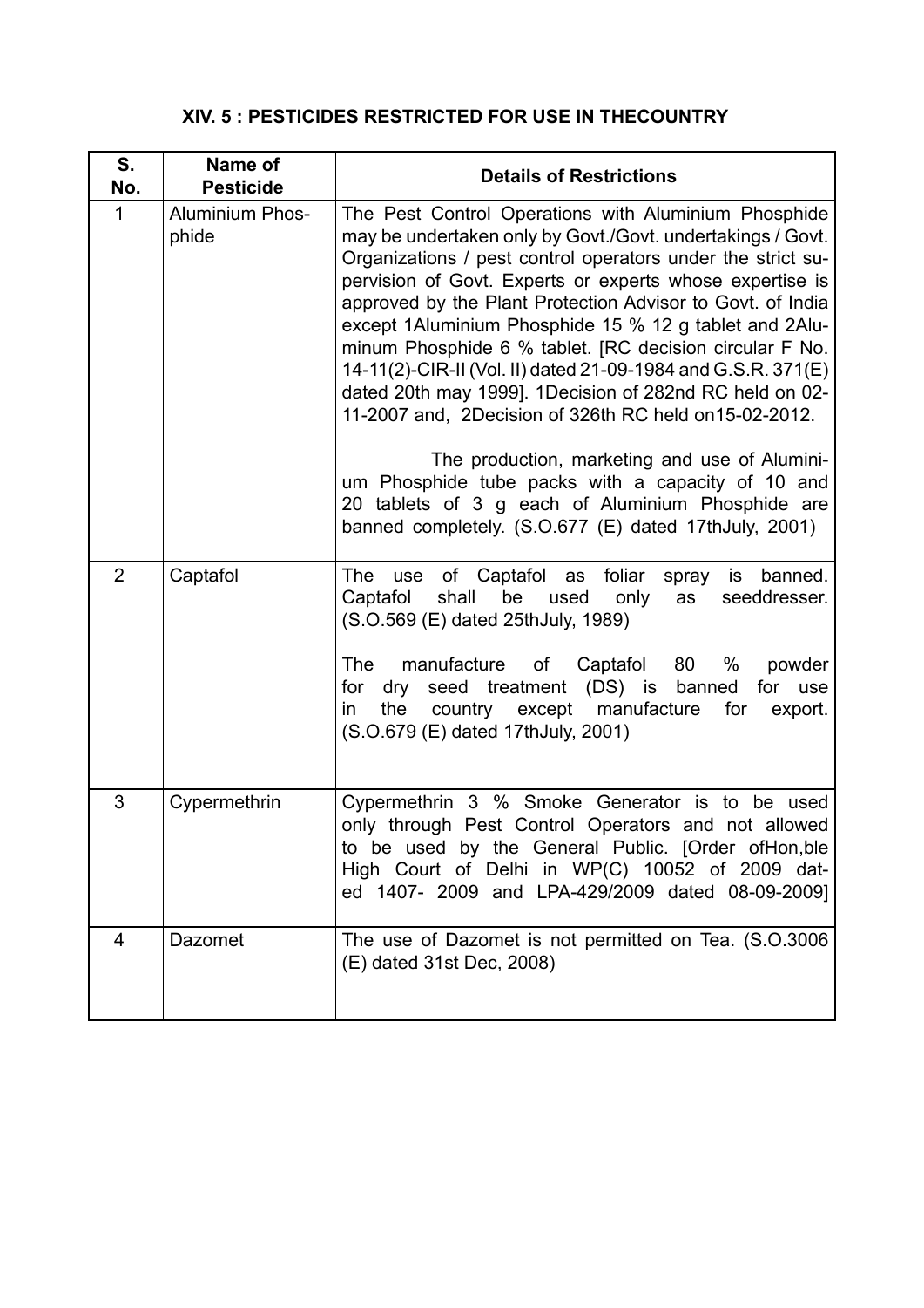## XIV. 5 : PESTICIDES RESTRICTED FOR USE IN THECOUNTRY

| S. No. | Name of Pesticide | Details of Restrictions |
|---|---|---|
| 1 | Aluminium Phosphide | The Pest Control Operations with Aluminium Phosphide may be undertaken only by Govt./Govt. undertakings / Govt. Organizations / pest control operators under the strict supervision of Govt. Experts or experts whose expertise is approved by the Plant Protection Advisor to Govt. of India except 1Aluminium Phosphide 15 % 12 g tablet and 2Aluminum Phosphide 6 % tablet. [RC decision circular F No. 14-11(2)-CIR-II (Vol. II) dated 21-09-1984 and G.S.R. 371(E) dated 20th may 1999]. 1Decision of 282nd RC held on 02-11-2007 and, 2Decision of 326th RC held on15-02-2012. <br><br> The production, marketing and use of Aluminium Phosphide tube packs with a capacity of 10 and 20 tablets of 3 g each of Aluminium Phosphide are banned completely. (S.O.677 (E) dated 17thJuly, 2001) |
| 2 | Captafol | The use of Captafol as foliar spray is banned. Captafol shall be used only as seeddresser. (S.O.569 (E) dated 25thJuly, 1989) <br><br> The manufacture of Captafol 80 % powder for dry seed treatment (DS) is banned for use in the country except manufacture for export. (S.O.679 (E) dated 17thJuly, 2001) |
| 3 | Cypermethrin | Cypermethrin 3 % Smoke Generator is to be used only through Pest Control Operators and not allowed to be used by the General Public. [Order ofHon,ble High Court of Delhi in WP(C) 10052 of 2009 dated 1407- 2009 and LPA-429/2009 dated 08-09-2009] |
| 4 | Dazomet | The use of Dazomet is not permitted on Tea. (S.O.3006 (E) dated 31st Dec, 2008) |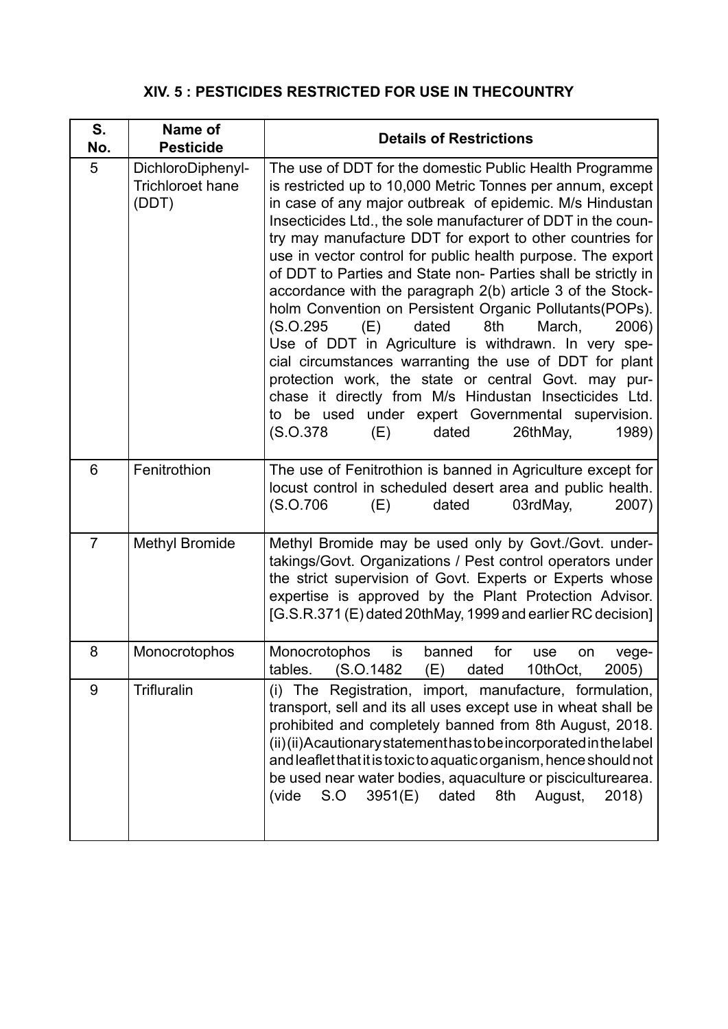## XIV. 5 : PESTICIDES RESTRICTED FOR USE IN THECOUNTRY

| S. No. | Name of Pesticide | Details of Restrictions |
|---|---|---|
| 5 | DichloroDiphenyl-Trichloroet hane (DDT) | The use of DDT for the domestic Public Health Programme is restricted up to 10,000 Metric Tonnes per annum, except in case of any major outbreak of epidemic. M/s Hindustan Insecticides Ltd., the sole manufacturer of DDT in the country may manufacture DDT for export to other countries for use in vector control for public health purpose. The export of DDT to Parties and State non- Parties shall be strictly in accordance with the paragraph 2(b) article 3 of the Stockholm Convention on Persistent Organic Pollutants(POPs). (S.O.295 (E) dated 8th March, 2006) Use of DDT in Agriculture is withdrawn. In very special circumstances warranting the use of DDT for plant protection work, the state or central Govt. may purchase it directly from M/s Hindustan Insecticides Ltd. to be used under expert Governmental supervision. (S.O.378 (E) dated 26thMay, 1989) |
| 6 | Fenitrothion | The use of Fenitrothion is banned in Agriculture except for locust control in scheduled desert area and public health. (S.O.706 (E) dated 03rdMay, 2007) |
| 7 | Methyl Bromide | Methyl Bromide may be used only by Govt./Govt. undertakings/Govt. Organizations / Pest control operators under the strict supervision of Govt. Experts or Experts whose expertise is approved by the Plant Protection Advisor. [G.S.R.371 (E) dated 20thMay, 1999 and earlier RC decision] |
| 8 | Monocrotophos | Monocrotophos is banned for use on vegetables. (S.O.1482 (E) dated 10thOct, 2005) |
| 9 | Trifluralin | (i) The Registration, import, manufacture, formulation, transport, sell and its all uses except use in wheat shall be prohibited and completely banned from 8th August, 2018. (ii)(ii)Acautionary statement has to be incorporated in the label and leaflet that it is toxic to aquatic organism, hence should not be used near water bodies, aquaculture or pisciculturearea. (vide S.O 3951(E) dated 8th August, 2018) |